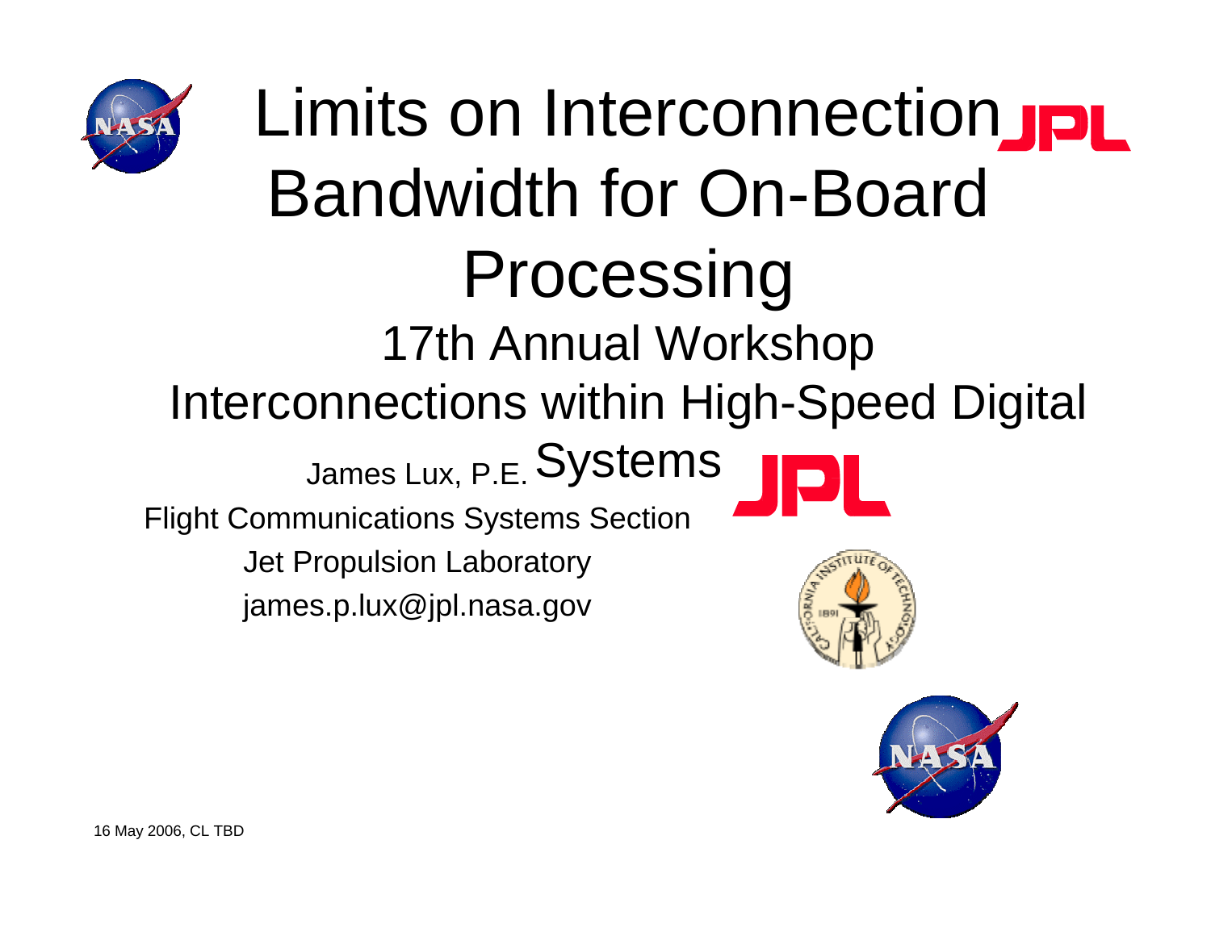# Limits on Interconnection Bandwidth for On-Board Processing

## 17th Annual Workshop Interconnections within High-Speed Digital Systems

James Lux, P.E.

Flight Communications Systems Section

Jet Propulsion Laboratory

james.p.lux@jpl.nasa.gov

16 May 2006, CL TBD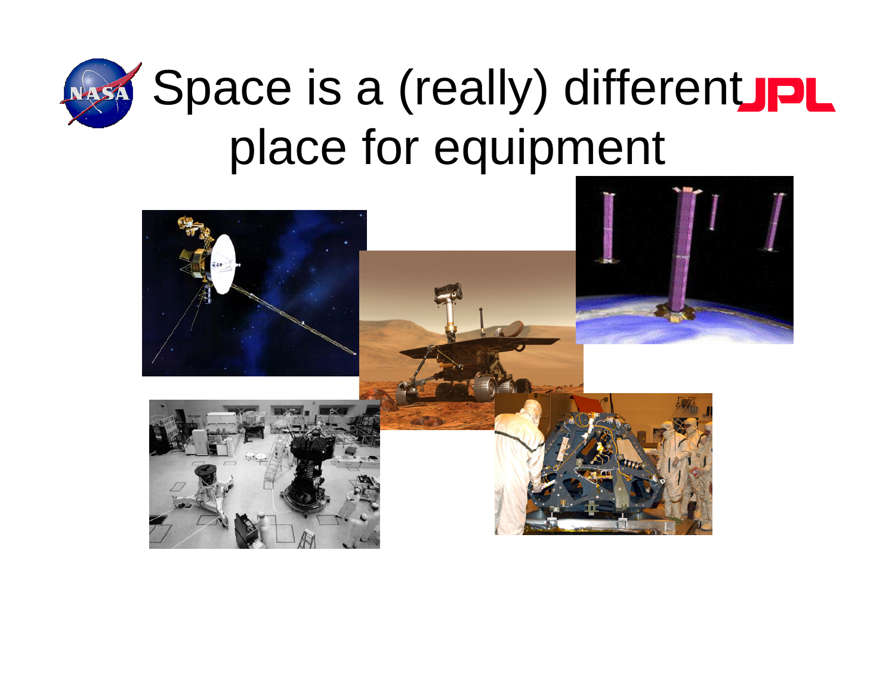# Space is a (really) different place for equipment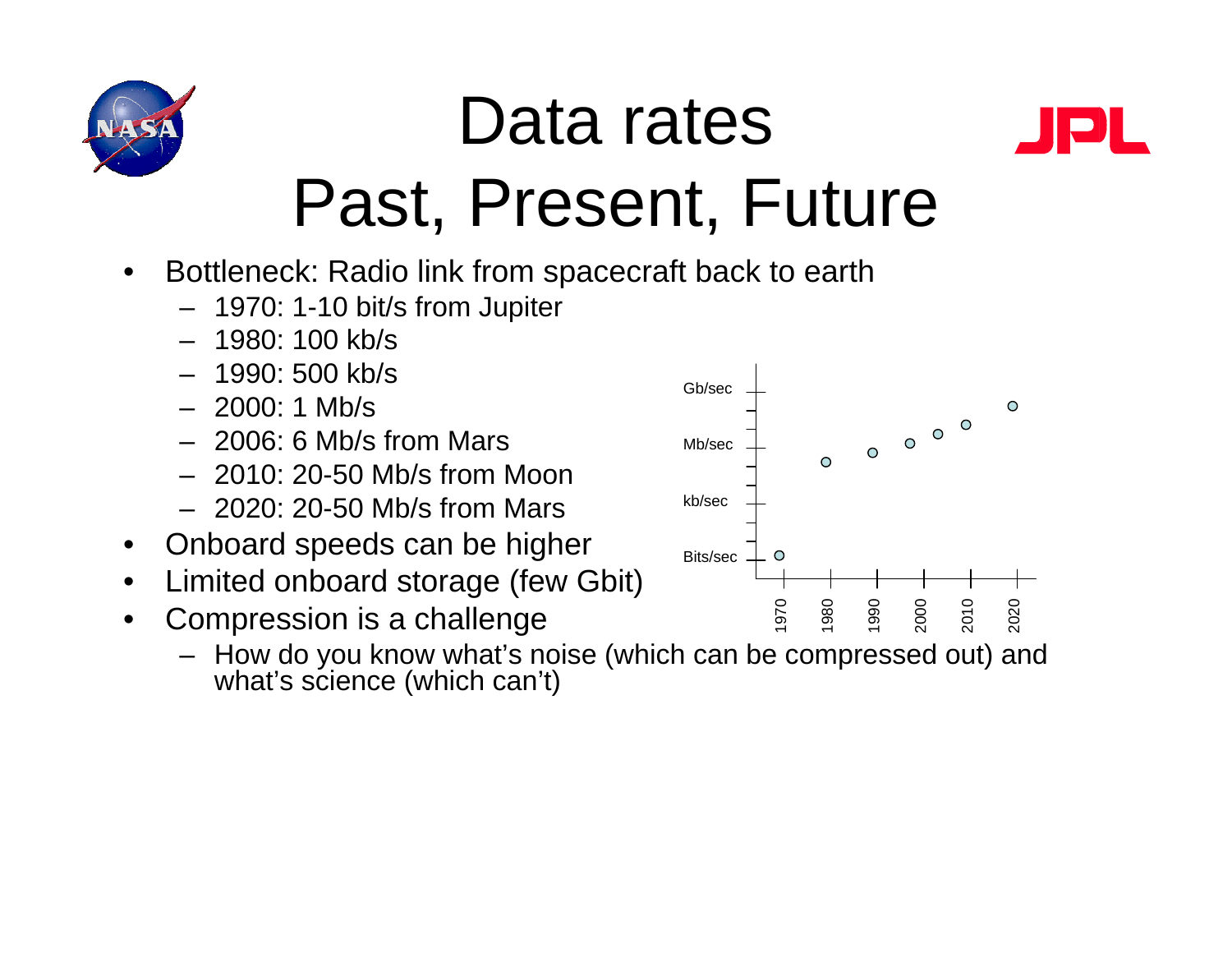# Data rates Past, Present, Future

- Bottleneck: Radio link from spacecraft back to earth
  - 1970: 1-10 bit/s from Jupiter
  - 1980: 100 kb/s
  - 1990: 500 kb/s
  - 2000: 1 Mb/s
  - 2006: 6 Mb/s from Mars
  - 2010: 20-50 Mb/s from Moon
  - 2020: 20-50 Mb/s from Mars
- Onboard speeds can be higher
- Limited onboard storage (few Gbit)
- Compression is a challenge
  - How do you know what's noise (which can be compressed out) and what's science (which can't)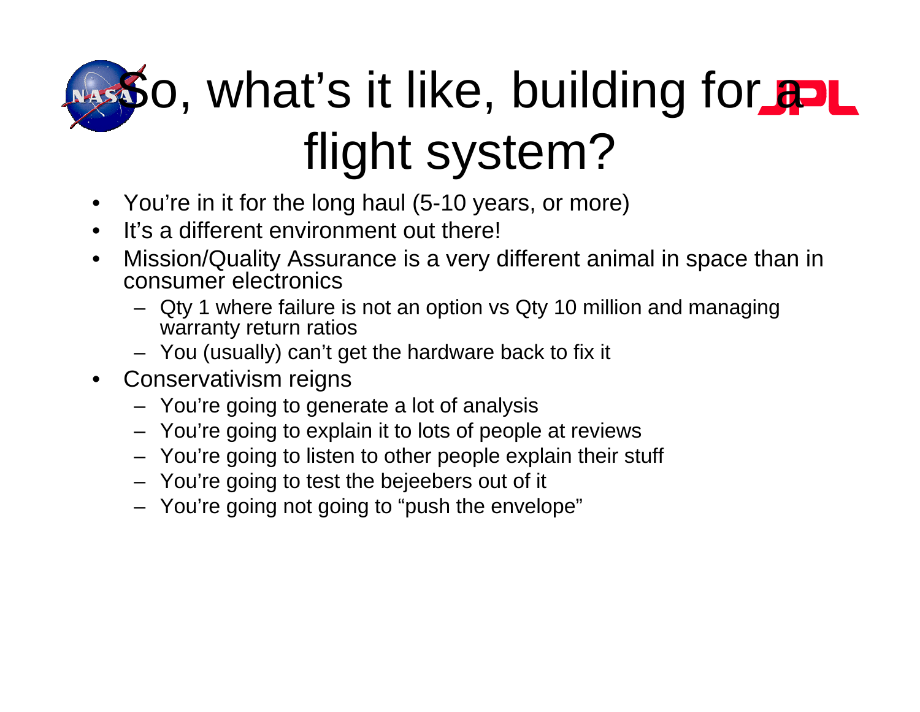# So, what's it like, building for a flight system?

- You're in it for the long haul (5-10 years, or more)
- It's a different environment out there!
- Mission/Quality Assurance is a very different animal in space than in consumer electronics
  - Qty 1 where failure is not an option vs Qty 10 million and managing warranty return ratios
  - You (usually) can't get the hardware back to fix it
- Conservativism reigns
  - You're going to generate a lot of analysis
  - You're going to explain it to lots of people at reviews
  - You're going to listen to other people explain their stuff
  - You're going to test the bejeebers out of it
  - You're going not going to "push the envelope"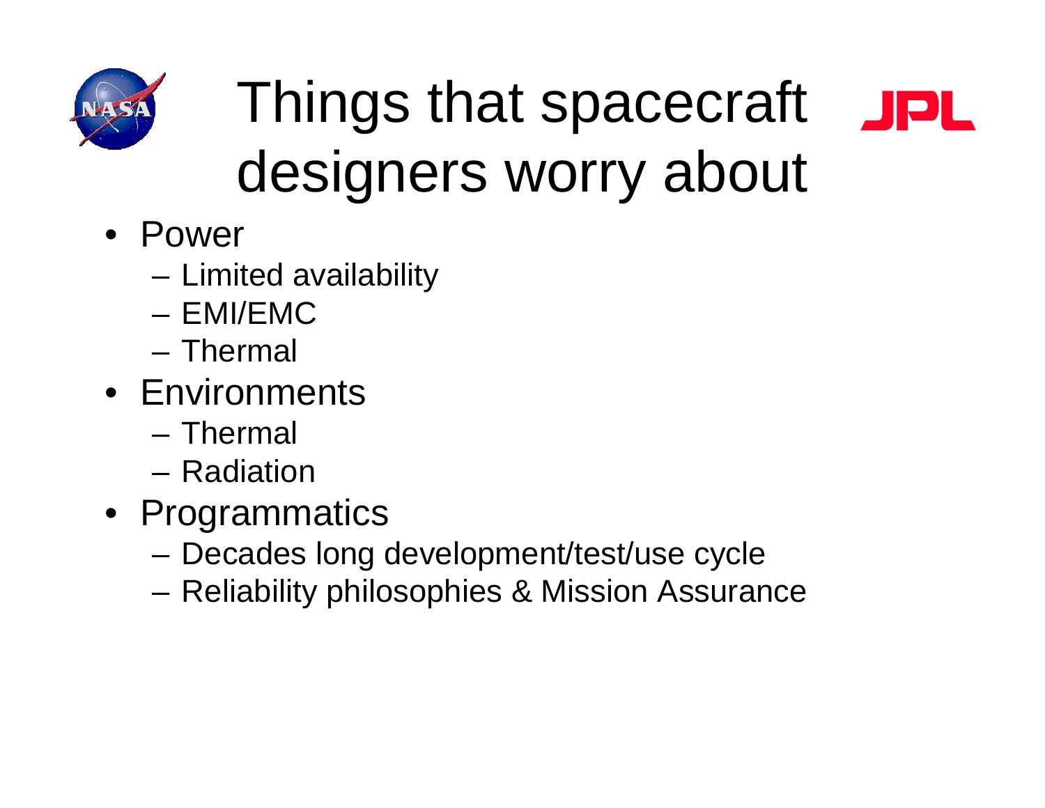# Things that spacecraft designers worry about

- Power
  - Limited availability
  - EMI/EMC
  - Thermal
- Environments
  - Thermal
  - Radiation
- Programmatics
  - Decades long development/test/use cycle
  - Reliability philosophies & Mission Assurance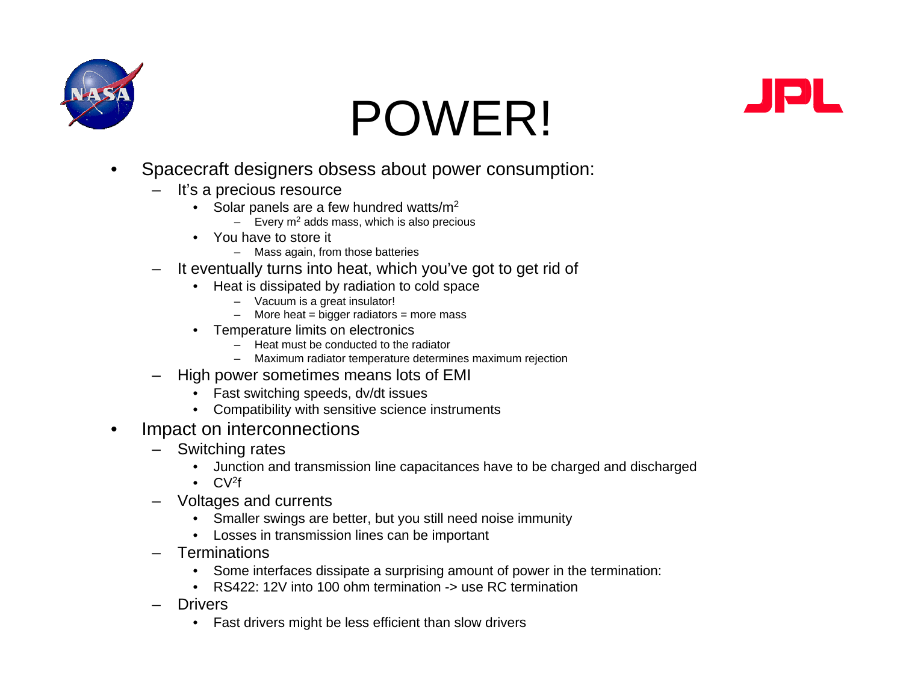# POWER!

- Spacecraft designers obsess about power consumption:
  - It's a precious resource
    - Solar panels are a few hundred watts/$m^2$
      - Every $m^2$ adds mass, which is also precious
    - You have to store it
      - Mass again, from those batteries
  - It eventually turns into heat, which you've got to get rid of
    - Heat is dissipated by radiation to cold space
      - Vacuum is a great insulator!
      - More heat = bigger radiators = more mass
    - Temperature limits on electronics
      - Heat must be conducted to the radiator
      - Maximum radiator temperature determines maximum rejection
  - High power sometimes means lots of EMI
    - Fast switching speeds, dv/dt issues
    - Compatibility with sensitive science instruments
- Impact on interconnections
  - Switching rates
    - Junction and transmission line capacitances have to be charged and discharged
    - $CV^2f$
  - Voltages and currents
    - Smaller swings are better, but you still need noise immunity
    - Losses in transmission lines can be important
  - Terminations
    - Some interfaces dissipate a surprising amount of power in the termination:
    - RS422: 12V into 100 ohm termination -> use RC termination
  - Drivers
    - Fast drivers might be less efficient than slow drivers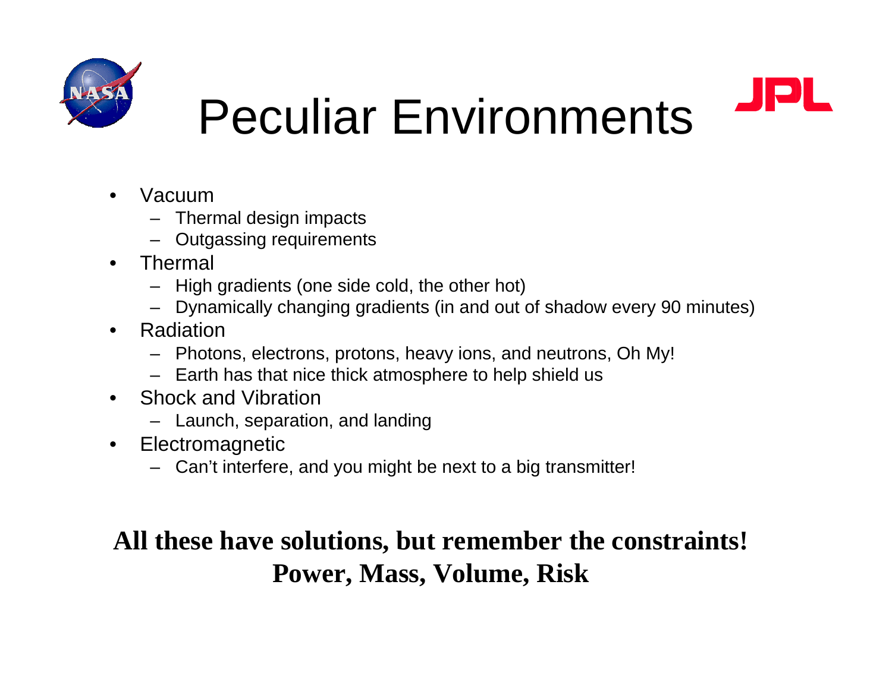# Peculiar Environments

- Vacuum
  - Thermal design impacts
  - Outgassing requirements
- Thermal
  - High gradients (one side cold, the other hot)
  - Dynamically changing gradients (in and out of shadow every 90 minutes)
- Radiation
  - Photons, electrons, protons, heavy ions, and neutrons, Oh My!
  - Earth has that nice thick atmosphere to help shield us
- Shock and Vibration
  - Launch, separation, and landing
- Electromagnetic
  - Can't interfere, and you might be next to a big transmitter!

**All these have solutions, but remember the constraints!**
**Power, Mass, Volume, Risk**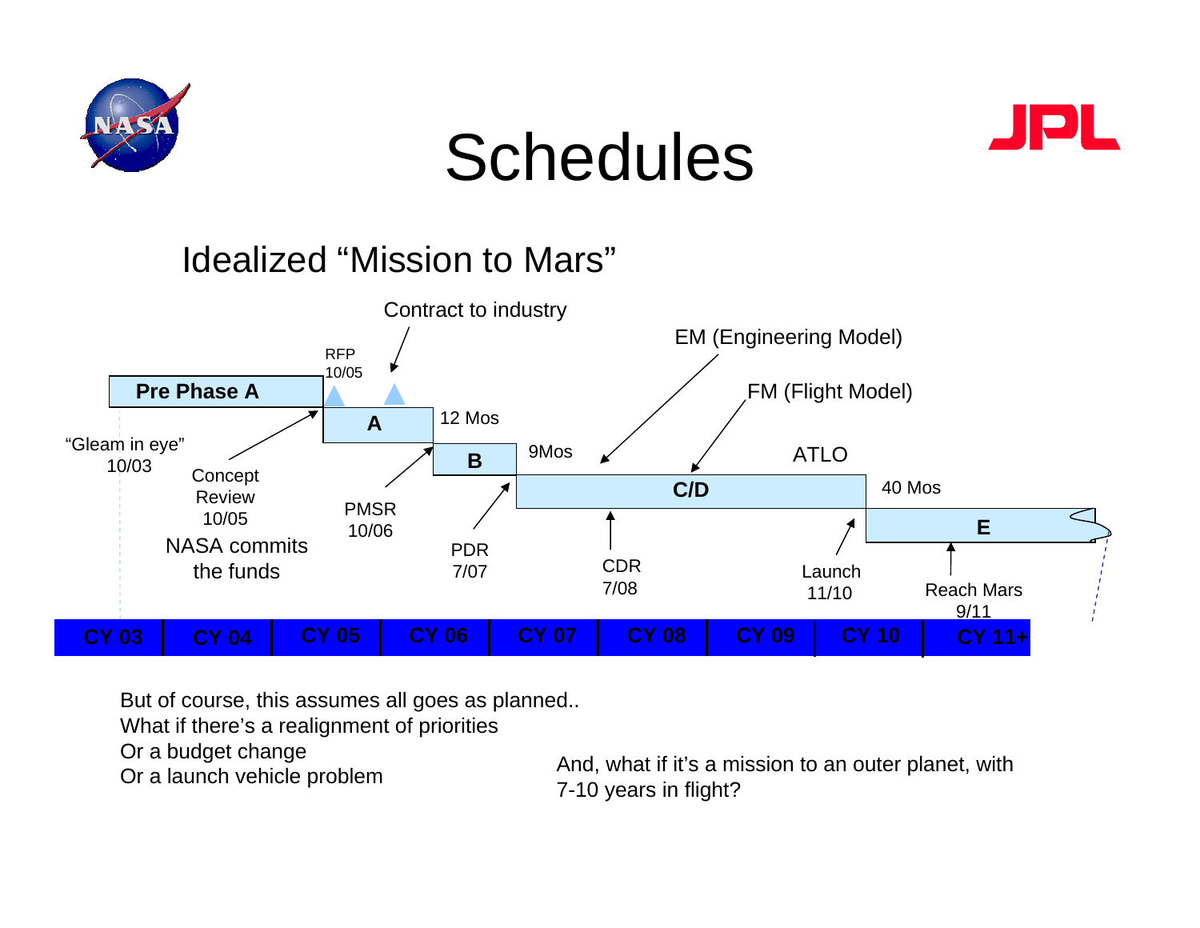# Schedules

## Idealized "Mission to Mars"

Contract to industry

RFP 10/05

EM (Engineering Model)

FM (Flight Model)

Pre Phase A

A — 12 Mos

B — 9Mos

C/D — ATLO

E — 40 Mos

"Gleam in eye" 10/03

Concept Review 10/05

NASA commits the funds

PMSR 10/06

PDR 7/07

CDR 7/08

Launch 11/10

Reach Mars 9/11

CY 03 | CY 04 | CY 05 | CY 06 | CY 07 | CY 08 | CY 09 | CY 10 | CY 11+

But of course, this assumes all goes as planned..
What if there's a realignment of priorities
Or a budget change
Or a launch vehicle problem

And, what if it's a mission to an outer planet, with 7-10 years in flight?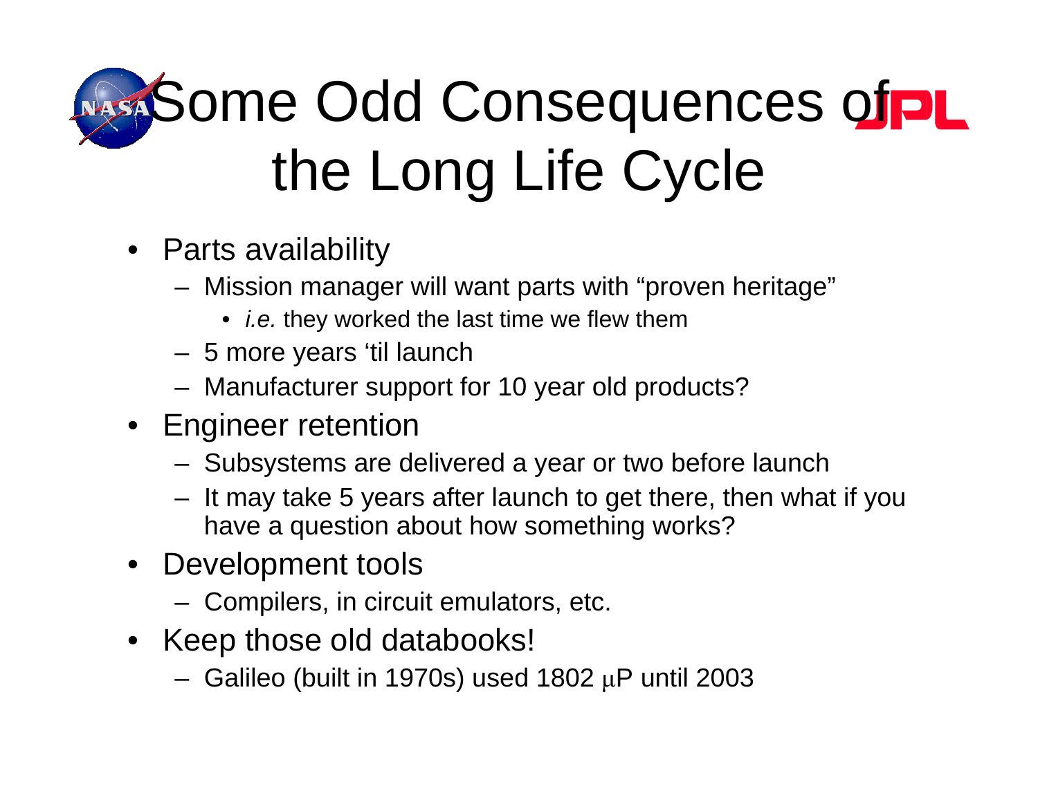# Some Odd Consequences of the Long Life Cycle

- Parts availability
  - Mission manager will want parts with “proven heritage”
    - *i.e.* they worked the last time we flew them
  - 5 more years ‘til launch
  - Manufacturer support for 10 year old products?
- Engineer retention
  - Subsystems are delivered a year or two before launch
  - It may take 5 years after launch to get there, then what if you have a question about how something works?
- Development tools
  - Compilers, in circuit emulators, etc.
- Keep those old databooks!
  - Galileo (built in 1970s) used 1802 μP until 2003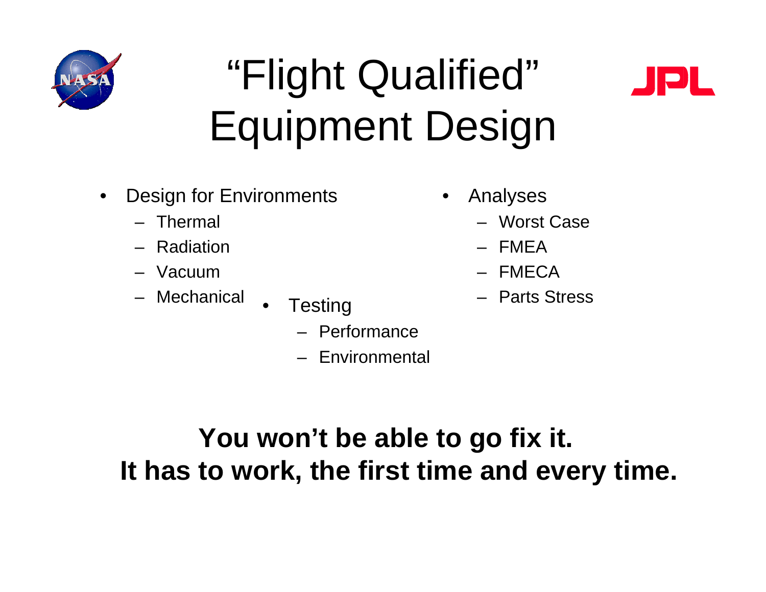# "Flight Qualified" Equipment Design

- Design for Environments
  - Thermal
  - Radiation
  - Vacuum
  - Mechanical
- Testing
  - Performance
  - Environmental
- Analyses
  - Worst Case
  - FMEA
  - FMECA
  - Parts Stress

**You won't be able to go fix it.**
**It has to work, the first time and every time.**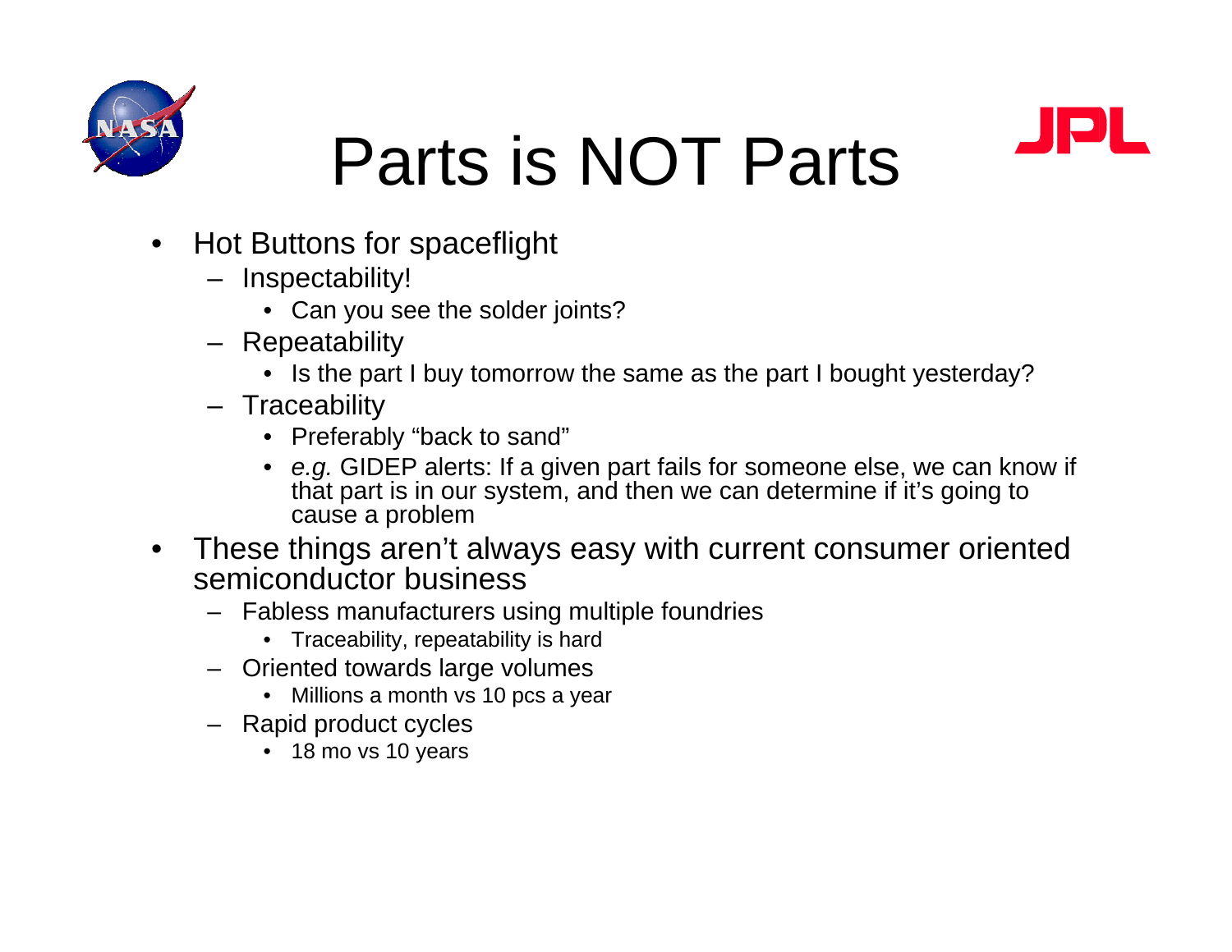# Parts is NOT Parts

- Hot Buttons for spaceflight
  - Inspectability!
    - Can you see the solder joints?
  - Repeatability
    - Is the part I buy tomorrow the same as the part I bought yesterday?
  - Traceability
    - Preferably “back to sand”
    - *e.g.* GIDEP alerts: If a given part fails for someone else, we can know if that part is in our system, and then we can determine if it’s going to cause a problem
- These things aren’t always easy with current consumer oriented semiconductor business
  - Fabless manufacturers using multiple foundries
    - Traceability, repeatability is hard
  - Oriented towards large volumes
    - Millions a month vs 10 pcs a year
  - Rapid product cycles
    - 18 mo vs 10 years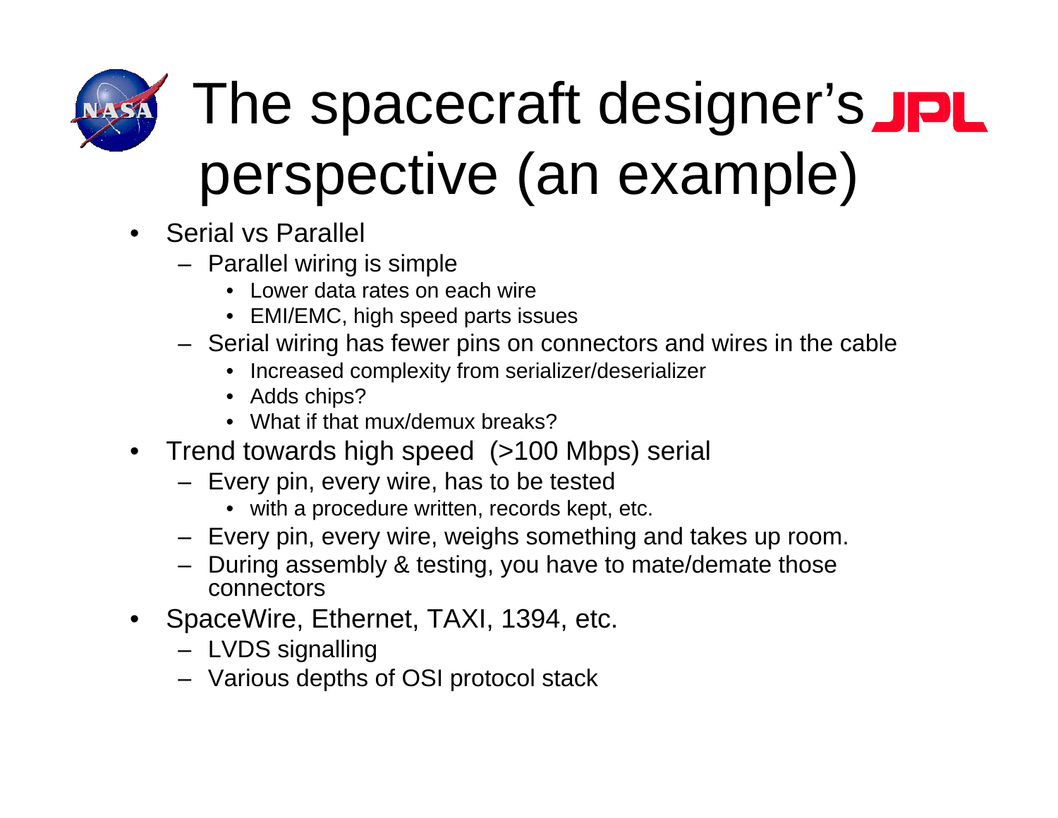# The spacecraft designer's perspective (an example)

- Serial vs Parallel
  - Parallel wiring is simple
    - Lower data rates on each wire
    - EMI/EMC, high speed parts issues
  - Serial wiring has fewer pins on connectors and wires in the cable
    - Increased complexity from serializer/deserializer
    - Adds chips?
    - What if that mux/demux breaks?
- Trend towards high speed (>100 Mbps) serial
  - Every pin, every wire, has to be tested
    - with a procedure written, records kept, etc.
  - Every pin, every wire, weighs something and takes up room.
  - During assembly & testing, you have to mate/demate those connectors
- SpaceWire, Ethernet, TAXI, 1394, etc.
  - LVDS signalling
  - Various depths of OSI protocol stack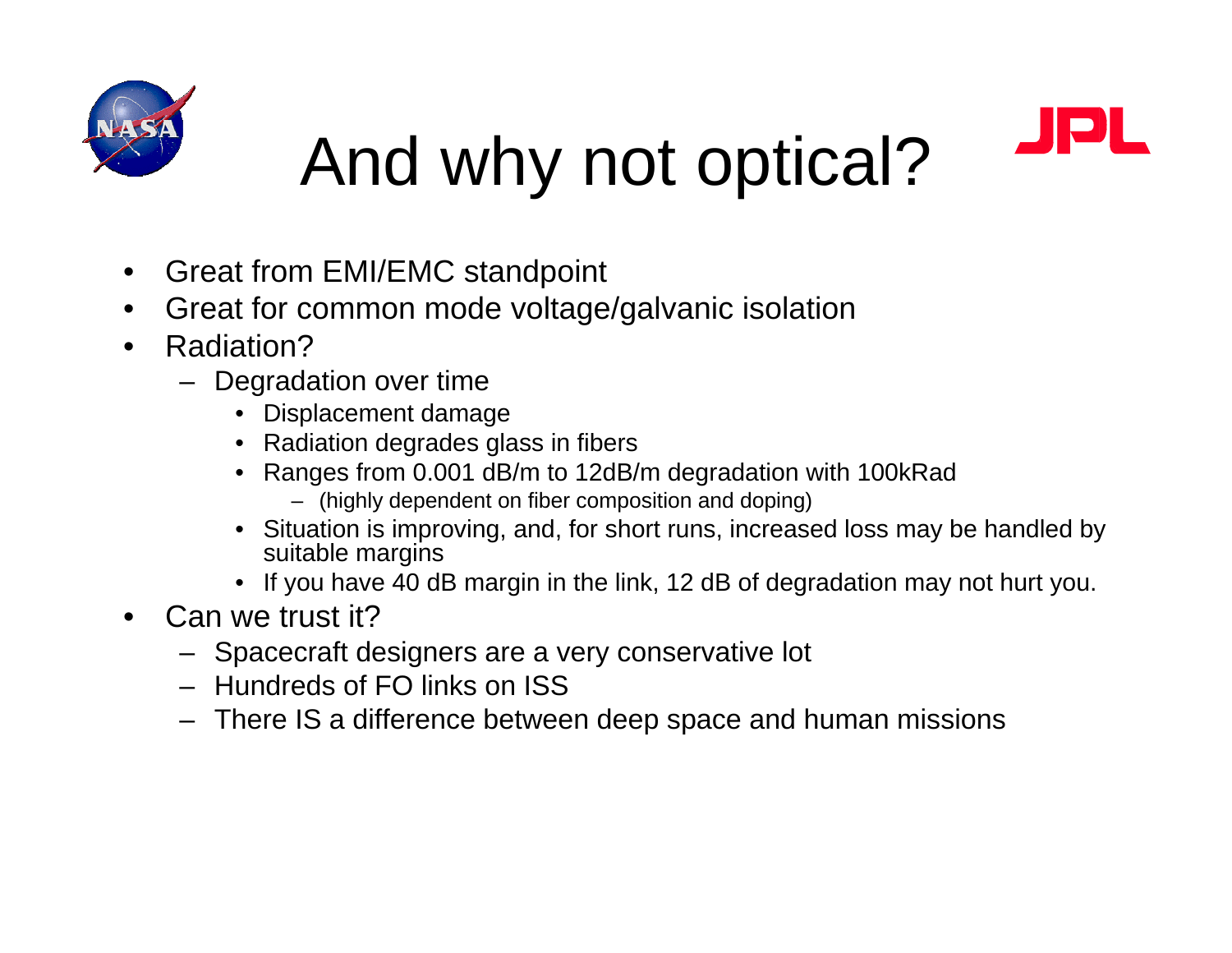# And why not optical?

- Great from EMI/EMC standpoint
- Great for common mode voltage/galvanic isolation
- Radiation?
  - Degradation over time
    - Displacement damage
    - Radiation degrades glass in fibers
    - Ranges from 0.001 dB/m to 12dB/m degradation with 100kRad
      - (highly dependent on fiber composition and doping)
    - Situation is improving, and, for short runs, increased loss may be handled by suitable margins
    - If you have 40 dB margin in the link, 12 dB of degradation may not hurt you.
- Can we trust it?
  - Spacecraft designers are a very conservative lot
  - Hundreds of FO links on ISS
  - There IS a difference between deep space and human missions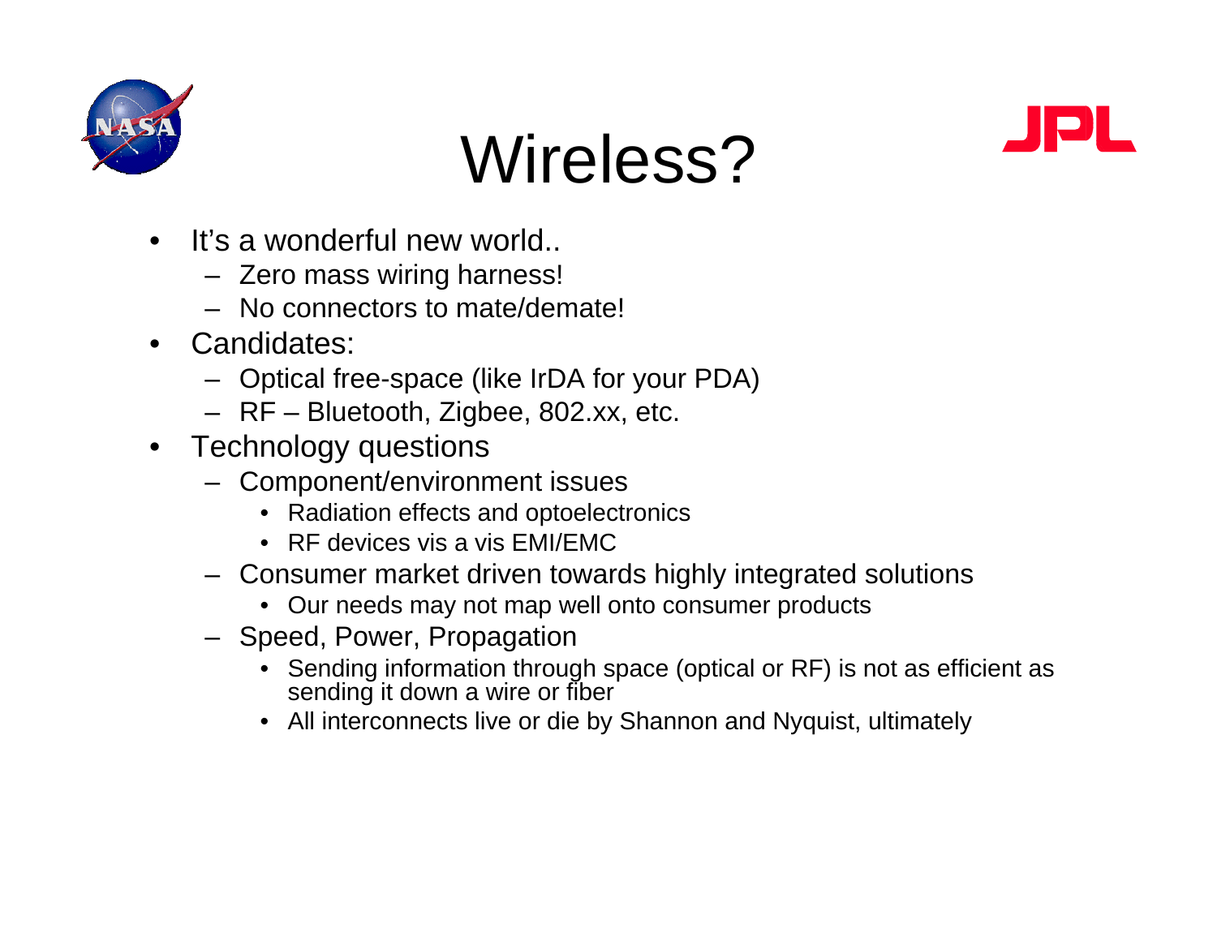# Wireless?

- It's a wonderful new world..
  - Zero mass wiring harness!
  - No connectors to mate/demate!
- Candidates:
  - Optical free-space (like IrDA for your PDA)
  - RF – Bluetooth, Zigbee, 802.xx, etc.
- Technology questions
  - Component/environment issues
    - Radiation effects and optoelectronics
    - RF devices vis a vis EMI/EMC
  - Consumer market driven towards highly integrated solutions
    - Our needs may not map well onto consumer products
  - Speed, Power, Propagation
    - Sending information through space (optical or RF) is not as efficient as sending it down a wire or fiber
    - All interconnects live or die by Shannon and Nyquist, ultimately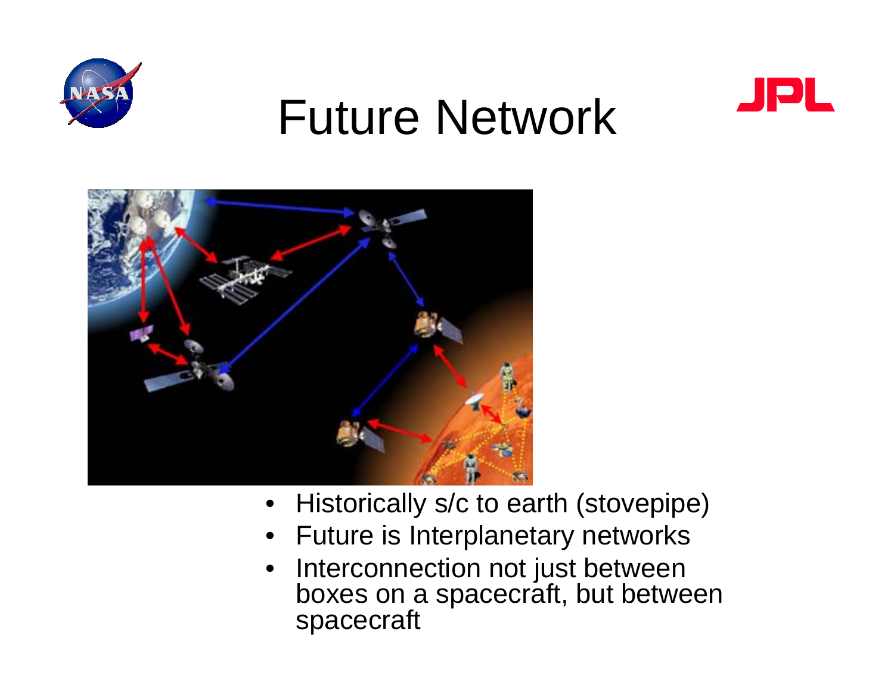# Future Network

- Historically s/c to earth (stovepipe)
- Future is Interplanetary networks
- Interconnection not just between boxes on a spacecraft, but between spacecraft